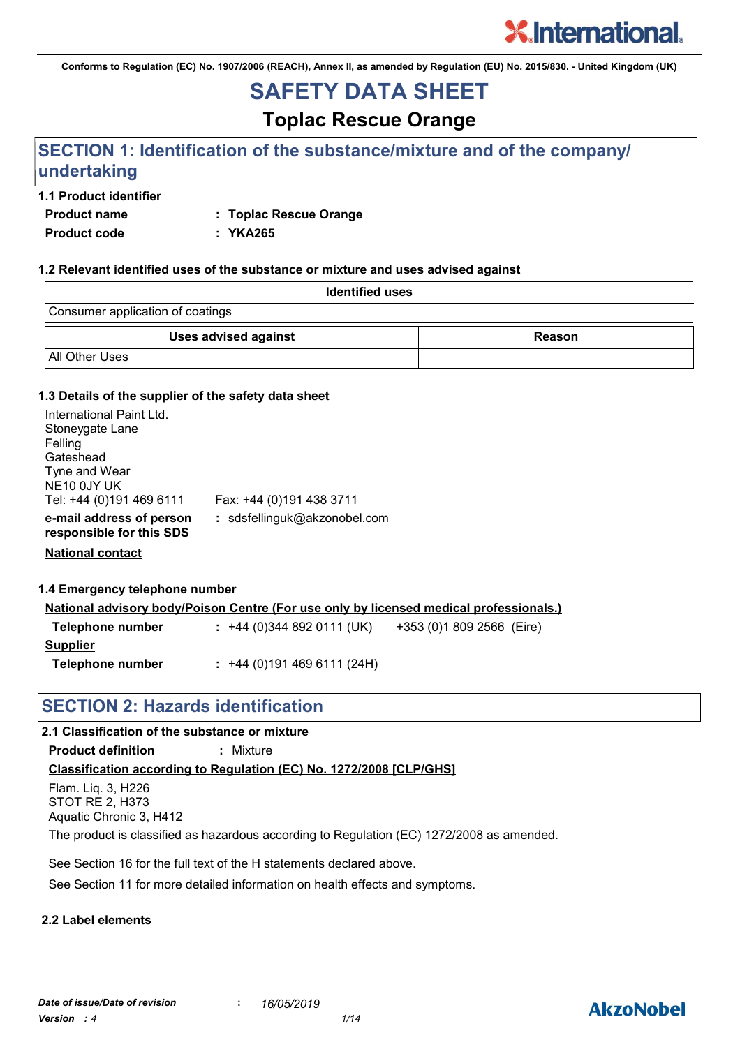Conforms to Regulation (EC) No. 1907/2006 (REACH), Annex II, as amended by Regulation (EU) No. 2015/830. - United Kingdom (UK)

# SAFETY DATA SHEET

## Toplac Rescue Orange

## SECTION 1: Identification of the substance/mixture and of the company/ undertaking

### 1.1 Product identifier

**Product name** : **Toplac Rescue Orange**

**Product code** : **YKA265**

### 1.2 Relevant identified uses of the substance or mixture and uses advised against

| Identified uses |
|---|
| Consumer application of coatings |

| Uses advised against | Reason |
|---|---|
| All Other Uses | |

### 1.3 Details of the supplier of the safety data sheet

International Paint Ltd.
Stoneygate Lane
Felling
Gateshead
Tyne and Wear
NE10 0JY UK
Tel: +44 (0)191 469 6111 Fax: +44 (0)191 438 3711

**e-mail address of person responsible for this SDS** : sdsfellinguk@akzonobel.com

**National contact**

### 1.4 Emergency telephone number

**National advisory body/Poison Centre (For use only by licensed medical professionals.)**

**Telephone number** : +44 (0)344 892 0111 (UK) +353 (0)1 809 2566 (Eire)

**Supplier**

**Telephone number** : +44 (0)191 469 6111 (24H)

## SECTION 2: Hazards identification

### 2.1 Classification of the substance or mixture

**Product definition** : Mixture

**Classification according to Regulation (EC) No. 1272/2008 [CLP/GHS]**

Flam. Liq. 3, H226
STOT RE 2, H373
Aquatic Chronic 3, H412

The product is classified as hazardous according to Regulation (EC) 1272/2008 as amended.

See Section 16 for the full text of the H statements declared above.

See Section 11 for more detailed information on health effects and symptoms.

### 2.2 Label elements

*Date of issue/Date of revision* : *16/05/2019*
*Version : 4*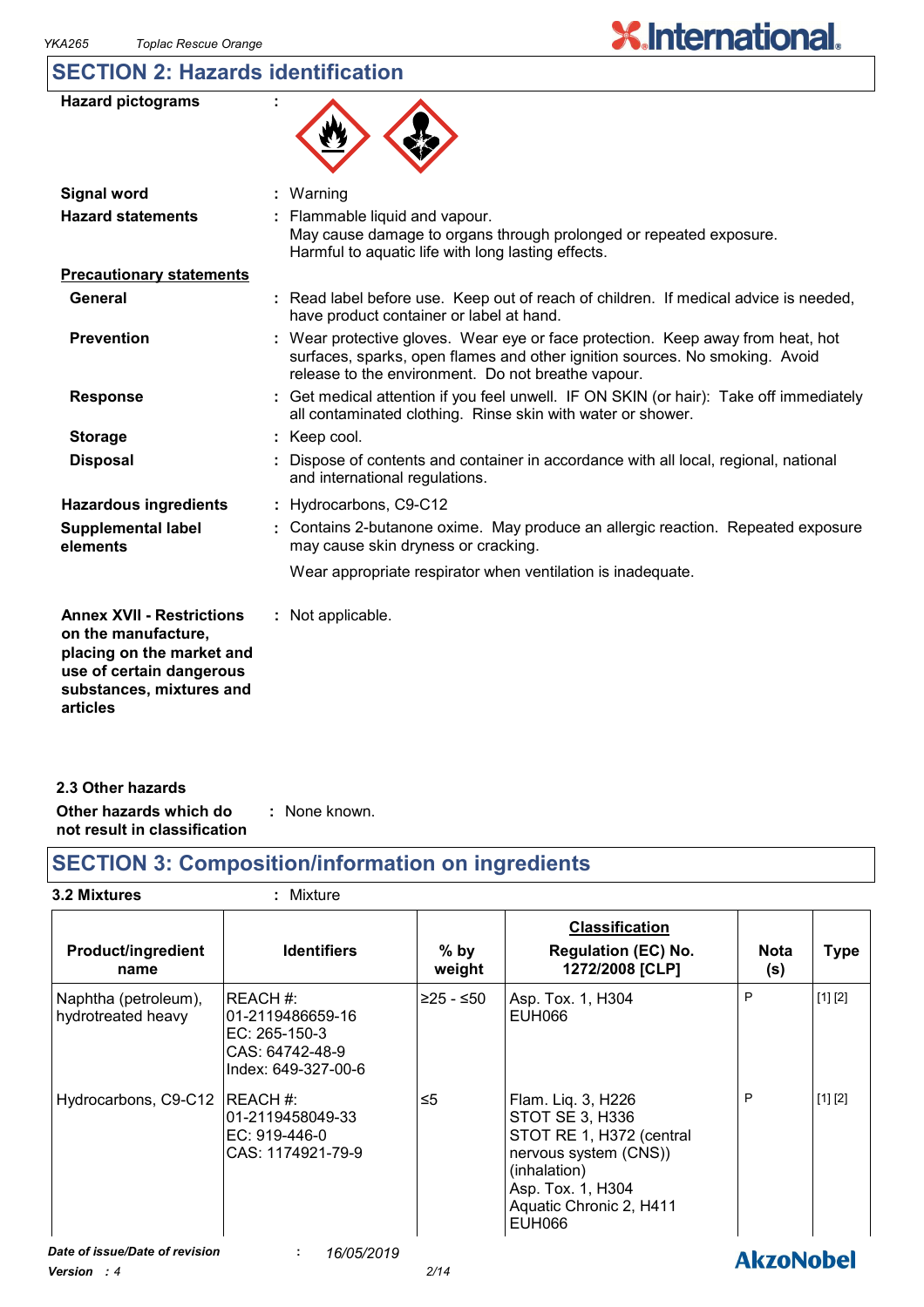## SECTION 2: Hazards identification

**Hazard pictograms** :

**Signal word** : Warning

**Hazard statements** : Flammable liquid and vapour.
May cause damage to organs through prolonged or repeated exposure.
Harmful to aquatic life with long lasting effects.

**Precautionary statements**

**General** : Read label before use. Keep out of reach of children. If medical advice is needed, have product container or label at hand.

**Prevention** : Wear protective gloves. Wear eye or face protection. Keep away from heat, hot surfaces, sparks, open flames and other ignition sources. No smoking. Avoid release to the environment. Do not breathe vapour.

**Response** : Get medical attention if you feel unwell. IF ON SKIN (or hair): Take off immediately all contaminated clothing. Rinse skin with water or shower.

**Storage** : Keep cool.

**Disposal** : Dispose of contents and container in accordance with all local, regional, national and international regulations.

**Hazardous ingredients** : Hydrocarbons, C9-C12

**Supplemental label elements** : Contains 2-butanone oxime. May produce an allergic reaction. Repeated exposure may cause skin dryness or cracking.

Wear appropriate respirator when ventilation is inadequate.

**Annex XVII - Restrictions on the manufacture, placing on the market and use of certain dangerous substances, mixtures and articles** : Not applicable.

### 2.3 Other hazards

**Other hazards which do not result in classification** : None known.

## SECTION 3: Composition/information on ingredients

**3.2 Mixtures** : Mixture

| Product/ingredient name | Identifiers | % by weight | Classification Regulation (EC) No. 1272/2008 [CLP] | Nota (s) | Type |
|---|---|---|---|---|---|
| Naphtha (petroleum), hydrotreated heavy | REACH #: 01-2119486659-16<br>EC: 265-150-3<br>CAS: 64742-48-9<br>Index: 649-327-00-6 | ≥25 - ≤50 | Asp. Tox. 1, H304<br>EUH066 | P | [1] [2] |
| Hydrocarbons, C9-C12 | REACH #: 01-2119458049-33<br>EC: 919-446-0<br>CAS: 1174921-79-9 | ≤5 | Flam. Liq. 3, H226<br>STOT SE 3, H336<br>STOT RE 1, H372 (central nervous system (CNS)) (inhalation)<br>Asp. Tox. 1, H304<br>Aquatic Chronic 2, H411<br>EUH066 | P | [1] [2] |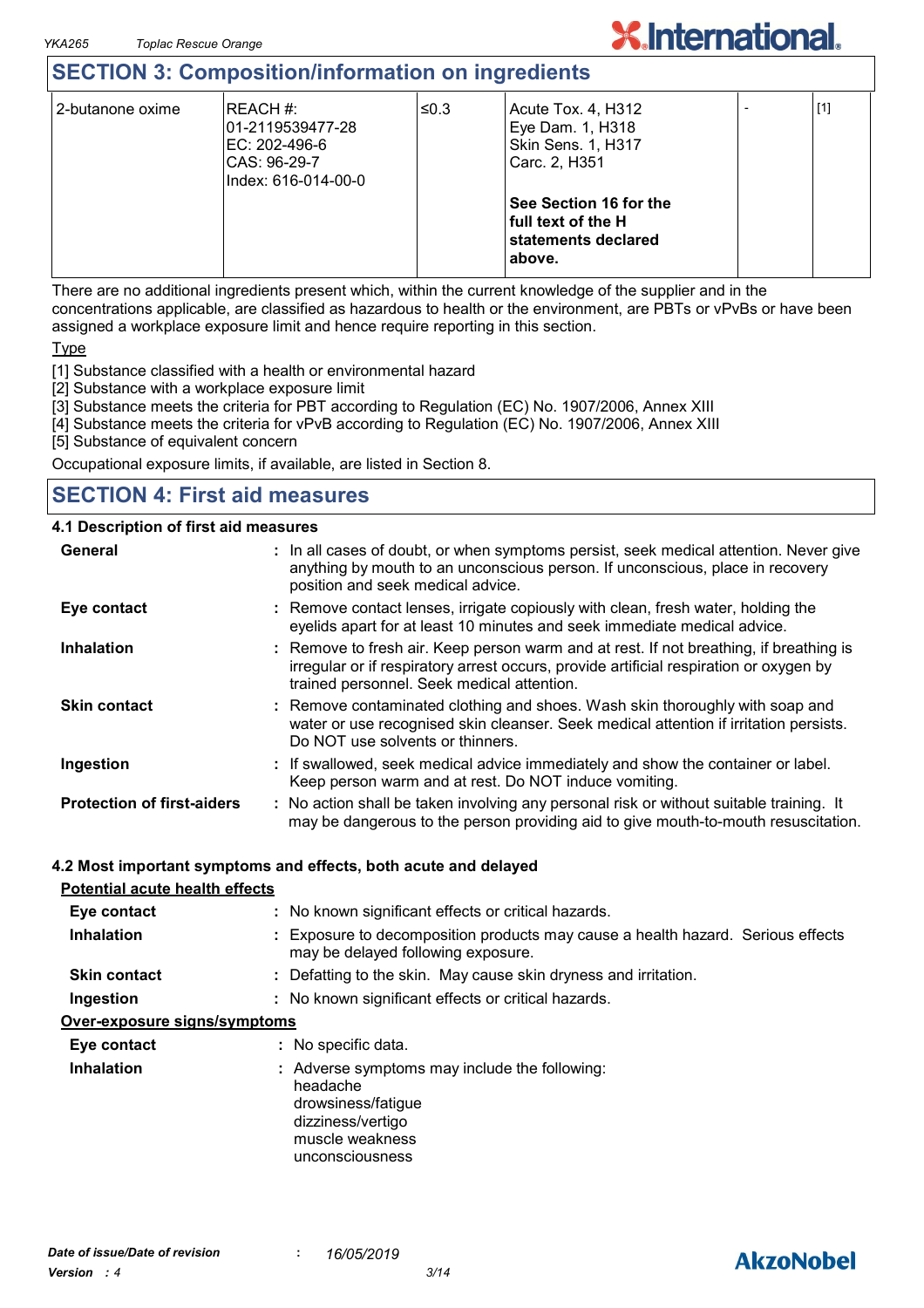## SECTION 3: Composition/information on ingredients

| 2-butanone oxime | REACH #: 01-2119539477-28 EC: 202-496-6 CAS: 96-29-7 Index: 616-014-00-0 | ≤0.3 | Acute Tox. 4, H312 Eye Dam. 1, H318 Skin Sens. 1, H317 Carc. 2, H351 **See Section 16 for the full text of the H statements declared above.** | - | [1] |
|---|---|---|---|---|---|

There are no additional ingredients present which, within the current knowledge of the supplier and in the concentrations applicable, are classified as hazardous to health or the environment, are PBTs or vPvBs or have been assigned a workplace exposure limit and hence require reporting in this section.

Type

[1] Substance classified with a health or environmental hazard
[2] Substance with a workplace exposure limit
[3] Substance meets the criteria for PBT according to Regulation (EC) No. 1907/2006, Annex XIII
[4] Substance meets the criteria for vPvB according to Regulation (EC) No. 1907/2006, Annex XIII
[5] Substance of equivalent concern

Occupational exposure limits, if available, are listed in Section 8.

## SECTION 4: First aid measures

### 4.1 Description of first aid measures

**General** : In all cases of doubt, or when symptoms persist, seek medical attention. Never give anything by mouth to an unconscious person. If unconscious, place in recovery position and seek medical advice.

**Eye contact** : Remove contact lenses, irrigate copiously with clean, fresh water, holding the eyelids apart for at least 10 minutes and seek immediate medical advice.

**Inhalation** : Remove to fresh air. Keep person warm and at rest. If not breathing, if breathing is irregular or if respiratory arrest occurs, provide artificial respiration or oxygen by trained personnel. Seek medical attention.

**Skin contact** : Remove contaminated clothing and shoes. Wash skin thoroughly with soap and water or use recognised skin cleanser. Seek medical attention if irritation persists. Do NOT use solvents or thinners.

**Ingestion** : If swallowed, seek medical advice immediately and show the container or label. Keep person warm and at rest. Do NOT induce vomiting.

**Protection of first-aiders** : No action shall be taken involving any personal risk or without suitable training. It may be dangerous to the person providing aid to give mouth-to-mouth resuscitation.

### 4.2 Most important symptoms and effects, both acute and delayed

Potential acute health effects

**Eye contact** : No known significant effects or critical hazards.

**Inhalation** : Exposure to decomposition products may cause a health hazard. Serious effects may be delayed following exposure.

**Skin contact** : Defatting to the skin. May cause skin dryness and irritation.

**Ingestion** : No known significant effects or critical hazards.

Over-exposure signs/symptoms

**Eye contact** : No specific data.

**Inhalation** : Adverse symptoms may include the following:
headache
drowsiness/fatigue
dizziness/vertigo
muscle weakness
unconsciousness

*Date of issue/Date of revision* : *16/05/2019*
*Version : 4*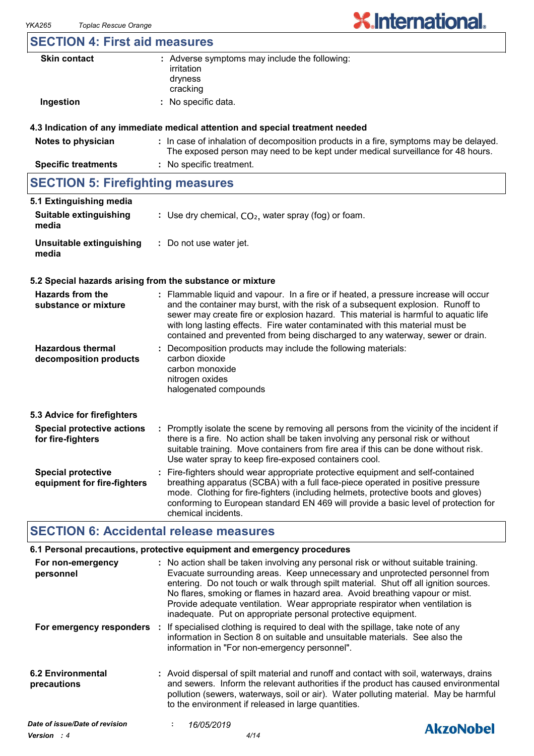## SECTION 4: First aid measures

| | |
|---|---|
| **Skin contact** | : Adverse symptoms may include the following:<br>irritation<br>dryness<br>cracking |
| **Ingestion** | : No specific data. |

### 4.3 Indication of any immediate medical attention and special treatment needed

| | |
|---|---|
| **Notes to physician** | : In case of inhalation of decomposition products in a fire, symptoms may be delayed. The exposed person may need to be kept under medical surveillance for 48 hours. |
| **Specific treatments** | : No specific treatment. |

## SECTION 5: Firefighting measures

### 5.1 Extinguishing media

| | |
|---|---|
| **Suitable extinguishing media** | : Use dry chemical, $CO_2$, water spray (fog) or foam. |
| **Unsuitable extinguishing media** | : Do not use water jet. |

### 5.2 Special hazards arising from the substance or mixture

| | |
|---|---|
| **Hazards from the substance or mixture** | : Flammable liquid and vapour. In a fire or if heated, a pressure increase will occur and the container may burst, with the risk of a subsequent explosion. Runoff to sewer may create fire or explosion hazard. This material is harmful to aquatic life with long lasting effects. Fire water contaminated with this material must be contained and prevented from being discharged to any waterway, sewer or drain. |
| **Hazardous thermal decomposition products** | : Decomposition products may include the following materials:<br>carbon dioxide<br>carbon monoxide<br>nitrogen oxides<br>halogenated compounds |

### 5.3 Advice for firefighters

| | |
|---|---|
| **Special protective actions for fire-fighters** | : Promptly isolate the scene by removing all persons from the vicinity of the incident if there is a fire. No action shall be taken involving any personal risk or without suitable training. Move containers from fire area if this can be done without risk. Use water spray to keep fire-exposed containers cool. |
| **Special protective equipment for fire-fighters** | : Fire-fighters should wear appropriate protective equipment and self-contained breathing apparatus (SCBA) with a full face-piece operated in positive pressure mode. Clothing for fire-fighters (including helmets, protective boots and gloves) conforming to European standard EN 469 will provide a basic level of protection for chemical incidents. |

## SECTION 6: Accidental release measures

### 6.1 Personal precautions, protective equipment and emergency procedures

| | |
|---|---|
| **For non-emergency personnel** | : No action shall be taken involving any personal risk or without suitable training. Evacuate surrounding areas. Keep unnecessary and unprotected personnel from entering. Do not touch or walk through spilt material. Shut off all ignition sources. No flares, smoking or flames in hazard area. Avoid breathing vapour or mist. Provide adequate ventilation. Wear appropriate respirator when ventilation is inadequate. Put on appropriate personal protective equipment. |
| **For emergency responders** | : If specialised clothing is required to deal with the spillage, take note of any information in Section 8 on suitable and unsuitable materials. See also the information in "For non-emergency personnel". |

| | |
|---|---|
| **6.2 Environmental precautions** | : Avoid dispersal of spilt material and runoff and contact with soil, waterways, drains and sewers. Inform the relevant authorities if the product has caused environmental pollution (sewers, waterways, soil or air). Water polluting material. May be harmful to the environment if released in large quantities. |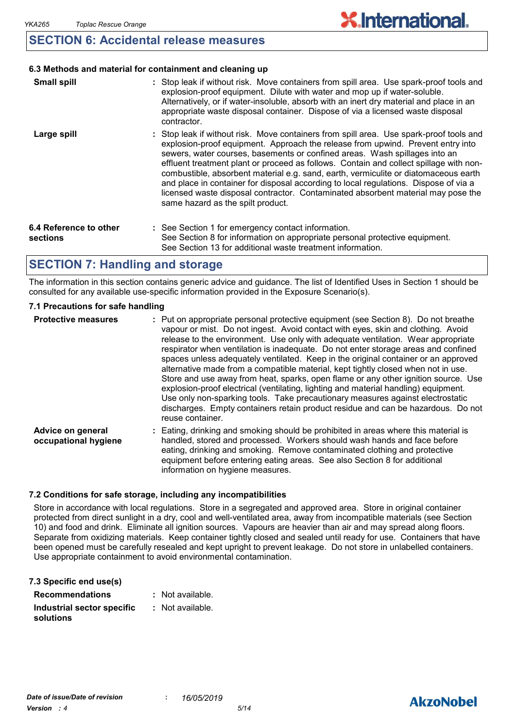## SECTION 6: Accidental release measures

### 6.3 Methods and material for containment and cleaning up

**Small spill** : Stop leak if without risk. Move containers from spill area. Use spark-proof tools and explosion-proof equipment. Dilute with water and mop up if water-soluble. Alternatively, or if water-insoluble, absorb with an inert dry material and place in an appropriate waste disposal container. Dispose of via a licensed waste disposal contractor.

**Large spill** : Stop leak if without risk. Move containers from spill area. Use spark-proof tools and explosion-proof equipment. Approach the release from upwind. Prevent entry into sewers, water courses, basements or confined areas. Wash spillages into an effluent treatment plant or proceed as follows. Contain and collect spillage with non-combustible, absorbent material e.g. sand, earth, vermiculite or diatomaceous earth and place in container for disposal according to local regulations. Dispose of via a licensed waste disposal contractor. Contaminated absorbent material may pose the same hazard as the spilt product.

**6.4 Reference to other sections** : See Section 1 for emergency contact information.
See Section 8 for information on appropriate personal protective equipment.
See Section 13 for additional waste treatment information.

## SECTION 7: Handling and storage

The information in this section contains generic advice and guidance. The list of Identified Uses in Section 1 should be consulted for any available use-specific information provided in the Exposure Scenario(s).

### 7.1 Precautions for safe handling

**Protective measures** : Put on appropriate personal protective equipment (see Section 8). Do not breathe vapour or mist. Do not ingest. Avoid contact with eyes, skin and clothing. Avoid release to the environment. Use only with adequate ventilation. Wear appropriate respirator when ventilation is inadequate. Do not enter storage areas and confined spaces unless adequately ventilated. Keep in the original container or an approved alternative made from a compatible material, kept tightly closed when not in use. Store and use away from heat, sparks, open flame or any other ignition source. Use explosion-proof electrical (ventilating, lighting and material handling) equipment. Use only non-sparking tools. Take precautionary measures against electrostatic discharges. Empty containers retain product residue and can be hazardous. Do not reuse container.

**Advice on general occupational hygiene** : Eating, drinking and smoking should be prohibited in areas where this material is handled, stored and processed. Workers should wash hands and face before eating, drinking and smoking. Remove contaminated clothing and protective equipment before entering eating areas. See also Section 8 for additional information on hygiene measures.

### 7.2 Conditions for safe storage, including any incompatibilities

Store in accordance with local regulations. Store in a segregated and approved area. Store in original container protected from direct sunlight in a dry, cool and well-ventilated area, away from incompatible materials (see Section 10) and food and drink. Eliminate all ignition sources. Vapours are heavier than air and may spread along floors. Separate from oxidizing materials. Keep container tightly closed and sealed until ready for use. Containers that have been opened must be carefully resealed and kept upright to prevent leakage. Do not store in unlabelled containers. Use appropriate containment to avoid environmental contamination.

### 7.3 Specific end use(s)

**Recommendations** : Not available.

**Industrial sector specific solutions** : Not available.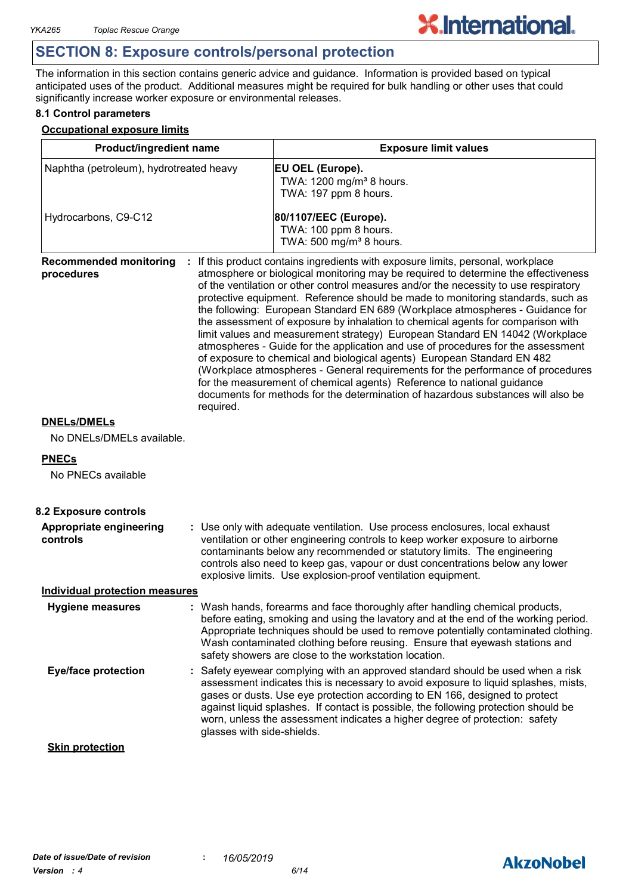## SECTION 8: Exposure controls/personal protection

The information in this section contains generic advice and guidance. Information is provided based on typical anticipated uses of the product. Additional measures might be required for bulk handling or other uses that could significantly increase worker exposure or environmental releases.

### 8.1 Control parameters

**Occupational exposure limits**

| Product/ingredient name | Exposure limit values |
|---|---|
| Naphtha (petroleum), hydrotreated heavy | **EU OEL (Europe).** TWA: 1200 mg/m³ 8 hours. TWA: 197 ppm 8 hours. |
| Hydrocarbons, C9-C12 | **80/1107/EEC (Europe).** TWA: 100 ppm 8 hours. TWA: 500 mg/m³ 8 hours. |

**Recommended monitoring procedures** : If this product contains ingredients with exposure limits, personal, workplace atmosphere or biological monitoring may be required to determine the effectiveness of the ventilation or other control measures and/or the necessity to use respiratory protective equipment. Reference should be made to monitoring standards, such as the following: European Standard EN 689 (Workplace atmospheres - Guidance for the assessment of exposure by inhalation to chemical agents for comparison with limit values and measurement strategy) European Standard EN 14042 (Workplace atmospheres - Guide for the application and use of procedures for the assessment of exposure to chemical and biological agents) European Standard EN 482 (Workplace atmospheres - General requirements for the performance of procedures for the measurement of chemical agents) Reference to national guidance documents for methods for the determination of hazardous substances will also be required.

**DNELs/DMELs**

No DNELs/DMELs available.

**PNECs**

No PNECs available

### 8.2 Exposure controls

**Appropriate engineering controls** : Use only with adequate ventilation. Use process enclosures, local exhaust ventilation or other engineering controls to keep worker exposure to airborne contaminants below any recommended or statutory limits. The engineering controls also need to keep gas, vapour or dust concentrations below any lower explosive limits. Use explosion-proof ventilation equipment.

**Individual protection measures**

**Hygiene measures** : Wash hands, forearms and face thoroughly after handling chemical products, before eating, smoking and using the lavatory and at the end of the working period. Appropriate techniques should be used to remove potentially contaminated clothing. Wash contaminated clothing before reusing. Ensure that eyewash stations and safety showers are close to the workstation location.

**Eye/face protection** : Safety eyewear complying with an approved standard should be used when a risk assessment indicates this is necessary to avoid exposure to liquid splashes, mists, gases or dusts. Use eye protection according to EN 166, designed to protect against liquid splashes. If contact is possible, the following protection should be worn, unless the assessment indicates a higher degree of protection: safety glasses with side-shields.

**Skin protection**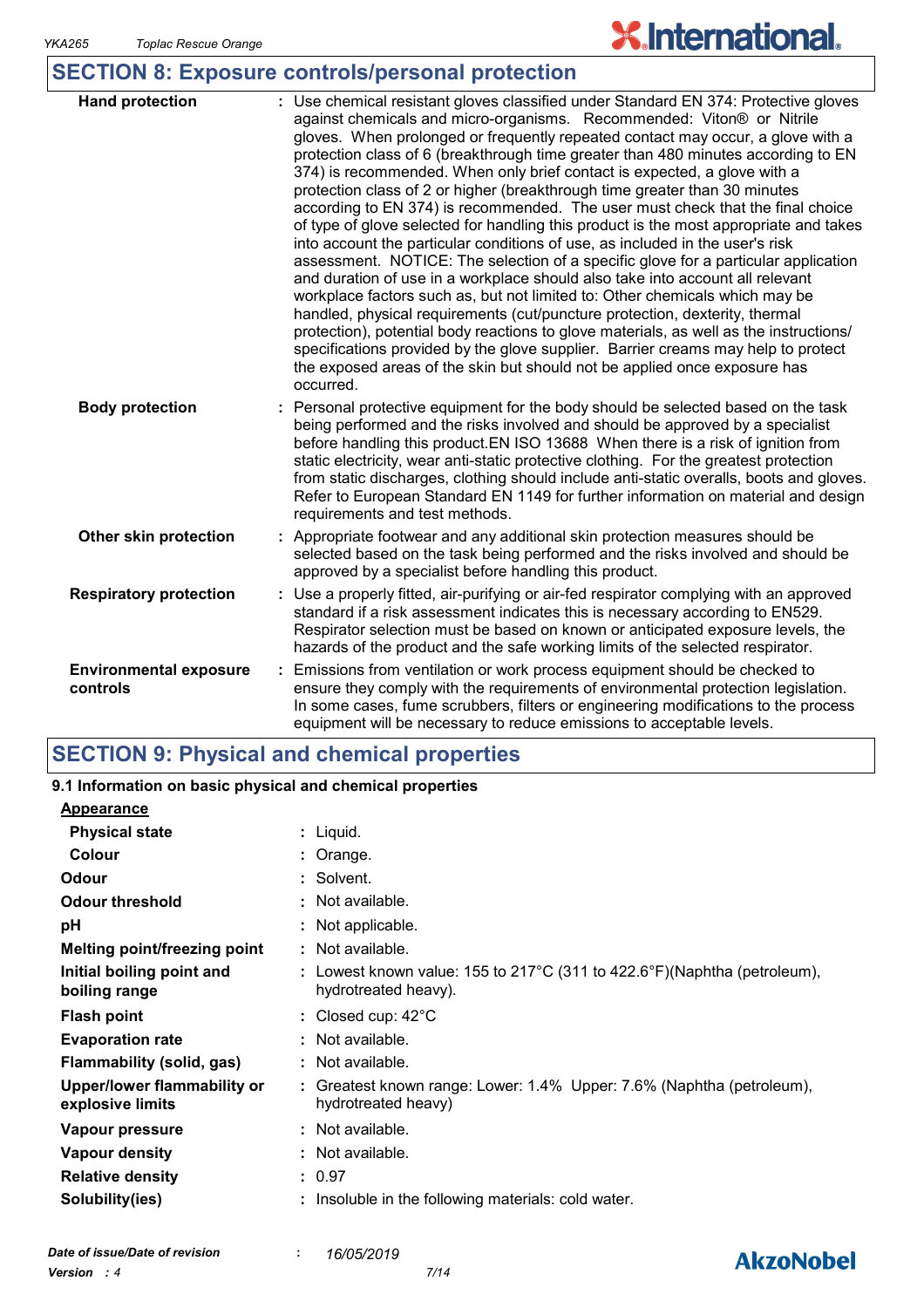## SECTION 8: Exposure controls/personal protection

| | |
|---|---|
| **Hand protection** | : Use chemical resistant gloves classified under Standard EN 374: Protective gloves against chemicals and micro-organisms. Recommended: Viton® or Nitrile gloves. When prolonged or frequently repeated contact may occur, a glove with a protection class of 6 (breakthrough time greater than 480 minutes according to EN 374) is recommended. When only brief contact is expected, a glove with a protection class of 2 or higher (breakthrough time greater than 30 minutes according to EN 374) is recommended. The user must check that the final choice of type of glove selected for handling this product is the most appropriate and takes into account the particular conditions of use, as included in the user's risk assessment. NOTICE: The selection of a specific glove for a particular application and duration of use in a workplace should also take into account all relevant workplace factors such as, but not limited to: Other chemicals which may be handled, physical requirements (cut/puncture protection, dexterity, thermal protection), potential body reactions to glove materials, as well as the instructions/ specifications provided by the glove supplier. Barrier creams may help to protect the exposed areas of the skin but should not be applied once exposure has occurred. |
| **Body protection** | : Personal protective equipment for the body should be selected based on the task being performed and the risks involved and should be approved by a specialist before handling this product.EN ISO 13688 When there is a risk of ignition from static electricity, wear anti-static protective clothing. For the greatest protection from static discharges, clothing should include anti-static overalls, boots and gloves. Refer to European Standard EN 1149 for further information on material and design requirements and test methods. |
| **Other skin protection** | : Appropriate footwear and any additional skin protection measures should be selected based on the task being performed and the risks involved and should be approved by a specialist before handling this product. |
| **Respiratory protection** | : Use a properly fitted, air-purifying or air-fed respirator complying with an approved standard if a risk assessment indicates this is necessary according to EN529. Respirator selection must be based on known or anticipated exposure levels, the hazards of the product and the safe working limits of the selected respirator. |
| **Environmental exposure controls** | : Emissions from ventilation or work process equipment should be checked to ensure they comply with the requirements of environmental protection legislation. In some cases, fume scrubbers, filters or engineering modifications to the process equipment will be necessary to reduce emissions to acceptable levels. |

## SECTION 9: Physical and chemical properties

### 9.1 Information on basic physical and chemical properties

**Appearance**

| | |
|---|---|
| **Physical state** | : Liquid. |
| **Colour** | : Orange. |
| **Odour** | : Solvent. |
| **Odour threshold** | : Not available. |
| **pH** | : Not applicable. |
| **Melting point/freezing point** | : Not available. |
| **Initial boiling point and boiling range** | : Lowest known value: 155 to 217°C (311 to 422.6°F)(Naphtha (petroleum), hydrotreated heavy). |
| **Flash point** | : Closed cup: 42°C |
| **Evaporation rate** | : Not available. |
| **Flammability (solid, gas)** | : Not available. |
| **Upper/lower flammability or explosive limits** | : Greatest known range: Lower: 1.4% Upper: 7.6% (Naphtha (petroleum), hydrotreated heavy) |
| **Vapour pressure** | : Not available. |
| **Vapour density** | : Not available. |
| **Relative density** | : 0.97 |
| **Solubility(ies)** | : Insoluble in the following materials: cold water. |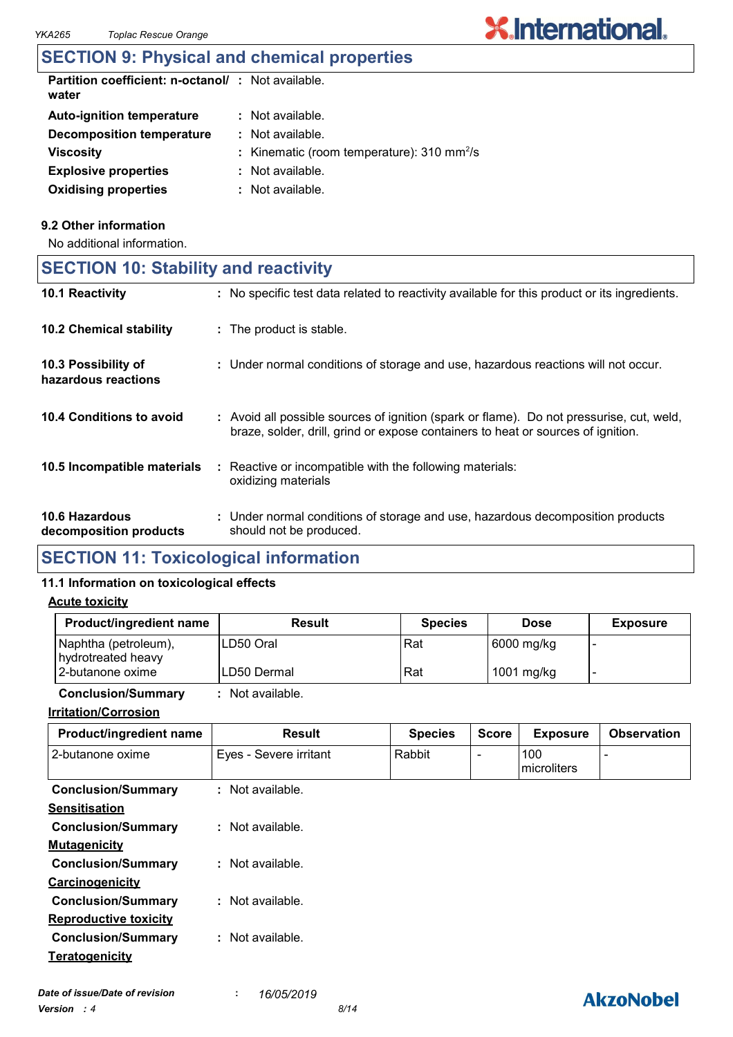## SECTION 9: Physical and chemical properties

| | |
|---|---|
| **Partition coefficient: n-octanol/ water** | : Not available. |
| **Auto-ignition temperature** | : Not available. |
| **Decomposition temperature** | : Not available. |
| **Viscosity** | : Kinematic (room temperature): 310 $mm^2/s$ |
| **Explosive properties** | : Not available. |
| **Oxidising properties** | : Not available. |

### 9.2 Other information

No additional information.

## SECTION 10: Stability and reactivity

| | |
|---|---|
| **10.1 Reactivity** | : No specific test data related to reactivity available for this product or its ingredients. |
| **10.2 Chemical stability** | : The product is stable. |
| **10.3 Possibility of hazardous reactions** | : Under normal conditions of storage and use, hazardous reactions will not occur. |
| **10.4 Conditions to avoid** | : Avoid all possible sources of ignition (spark or flame). Do not pressurise, cut, weld, braze, solder, drill, grind or expose containers to heat or sources of ignition. |
| **10.5 Incompatible materials** | : Reactive or incompatible with the following materials: oxidizing materials |
| **10.6 Hazardous decomposition products** | : Under normal conditions of storage and use, hazardous decomposition products should not be produced. |

## SECTION 11: Toxicological information

### 11.1 Information on toxicological effects

**Acute toxicity**

| Product/ingredient name | Result | Species | Dose | Exposure |
|---|---|---|---|---|
| Naphtha (petroleum), hydrotreated heavy | LD50 Oral | Rat | 6000 mg/kg | - |
| 2-butanone oxime | LD50 Dermal | Rat | 1001 mg/kg | - |

**Conclusion/Summary** : Not available.

**Irritation/Corrosion**

| Product/ingredient name | Result | Species | Score | Exposure | Observation |
|---|---|---|---|---|---|
| 2-butanone oxime | Eyes - Severe irritant | Rabbit | - | 100 microliters | - |

**Conclusion/Summary** : Not available.

**Sensitisation**

**Conclusion/Summary** : Not available.

**Mutagenicity**

**Conclusion/Summary** : Not available.

**Carcinogenicity**

**Conclusion/Summary** : Not available.

**Reproductive toxicity**

**Conclusion/Summary** : Not available.

**Teratogenicity**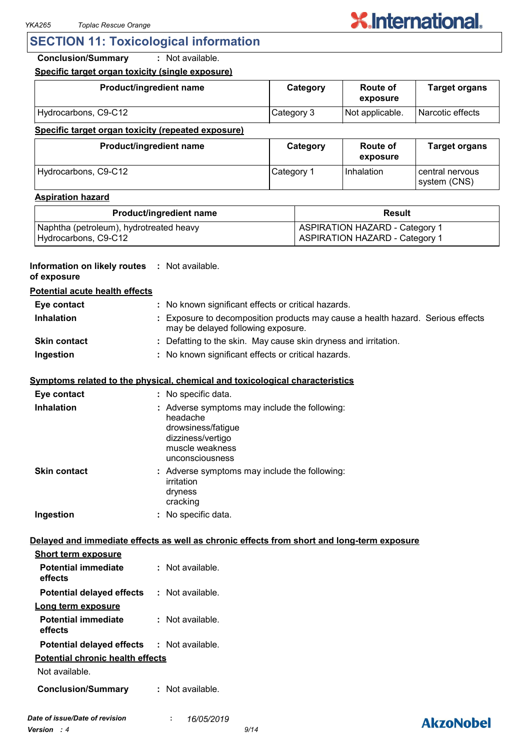## SECTION 11: Toxicological information

**Conclusion/Summary** : Not available.

**Specific target organ toxicity (single exposure)**

| Product/ingredient name | Category | Route of exposure | Target organs |
|---|---|---|---|
| Hydrocarbons, C9-C12 | Category 3 | Not applicable. | Narcotic effects |

**Specific target organ toxicity (repeated exposure)**

| Product/ingredient name | Category | Route of exposure | Target organs |
|---|---|---|---|
| Hydrocarbons, C9-C12 | Category 1 | Inhalation | central nervous system (CNS) |

**Aspiration hazard**

| Product/ingredient name | Result |
|---|---|
| Naphtha (petroleum), hydrotreated heavy | ASPIRATION HAZARD - Category 1 |
| Hydrocarbons, C9-C12 | ASPIRATION HAZARD - Category 1 |

**Information on likely routes of exposure** : Not available.

**Potential acute health effects**

**Eye contact** : No known significant effects or critical hazards.

**Inhalation** : Exposure to decomposition products may cause a health hazard. Serious effects may be delayed following exposure.

**Skin contact** : Defatting to the skin. May cause skin dryness and irritation.

**Ingestion** : No known significant effects or critical hazards.

**Symptoms related to the physical, chemical and toxicological characteristics**

**Eye contact** : No specific data.

**Inhalation** : Adverse symptoms may include the following:
headache
drowsiness/fatigue
dizziness/vertigo
muscle weakness
unconsciousness

**Skin contact** : Adverse symptoms may include the following:
irritation
dryness
cracking

**Ingestion** : No specific data.

**Delayed and immediate effects as well as chronic effects from short and long-term exposure**

**Short term exposure**

**Potential immediate effects** : Not available.

**Potential delayed effects** : Not available.

**Long term exposure**

**Potential immediate effects** : Not available.

**Potential delayed effects** : Not available.

**Potential chronic health effects**

Not available.

**Conclusion/Summary** : Not available.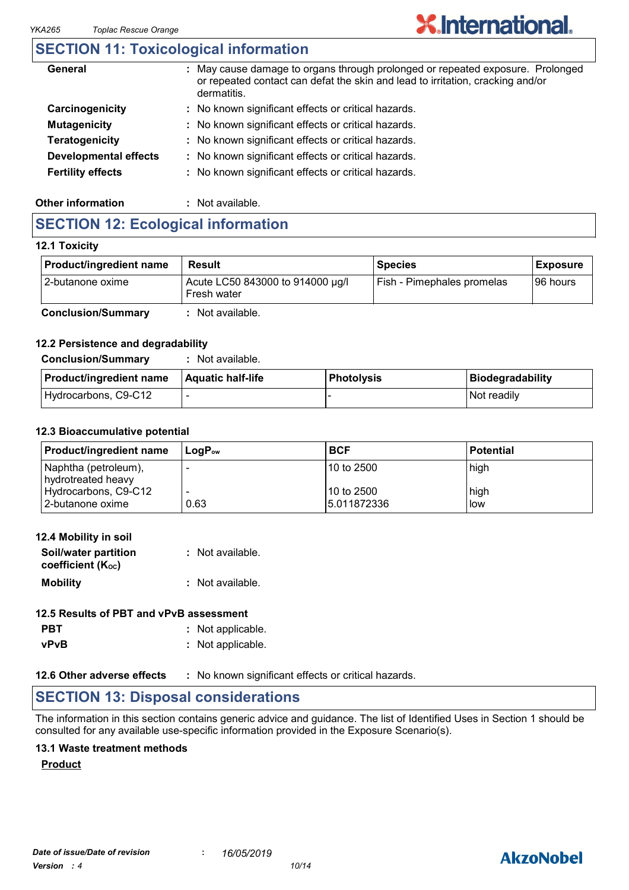## SECTION 11: Toxicological information

| | |
|---|---|
| **General** | : May cause damage to organs through prolonged or repeated exposure. Prolonged or repeated contact can defat the skin and lead to irritation, cracking and/or dermatitis. |
| **Carcinogenicity** | : No known significant effects or critical hazards. |
| **Mutagenicity** | : No known significant effects or critical hazards. |
| **Teratogenicity** | : No known significant effects or critical hazards. |
| **Developmental effects** | : No known significant effects or critical hazards. |
| **Fertility effects** | : No known significant effects or critical hazards. |

**Other information** : Not available.

## SECTION 12: Ecological information

### 12.1 Toxicity

| Product/ingredient name | Result | Species | Exposure |
|---|---|---|---|
| 2-butanone oxime | Acute LC50 843000 to 914000 µg/l Fresh water | Fish - Pimephales promelas | 96 hours |

**Conclusion/Summary** : Not available.

### 12.2 Persistence and degradability

**Conclusion/Summary** : Not available.

| Product/ingredient name | Aquatic half-life | Photolysis | Biodegradability |
|---|---|---|---|
| Hydrocarbons, C9-C12 | - | - | Not readily |

### 12.3 Bioaccumulative potential

| Product/ingredient name | $LogP_{ow}$ | BCF | Potential |
|---|---|---|---|
| Naphtha (petroleum), hydrotreated heavy | - | 10 to 2500 | high |
| Hydrocarbons, C9-C12 | - | 10 to 2500 | high |
| 2-butanone oxime | 0.63 | 5.011872336 | low |

### 12.4 Mobility in soil

**Soil/water partition coefficient ($K_{OC}$)** : Not available.

**Mobility** : Not available.

### 12.5 Results of PBT and vPvB assessment

**PBT** : Not applicable.

**vPvB** : Not applicable.

**12.6 Other adverse effects** : No known significant effects or critical hazards.

## SECTION 13: Disposal considerations

The information in this section contains generic advice and guidance. The list of Identified Uses in Section 1 should be consulted for any available use-specific information provided in the Exposure Scenario(s).

### 13.1 Waste treatment methods

**Product**

*Date of issue/Date of revision* : *16/05/2019*

*Version* : *4*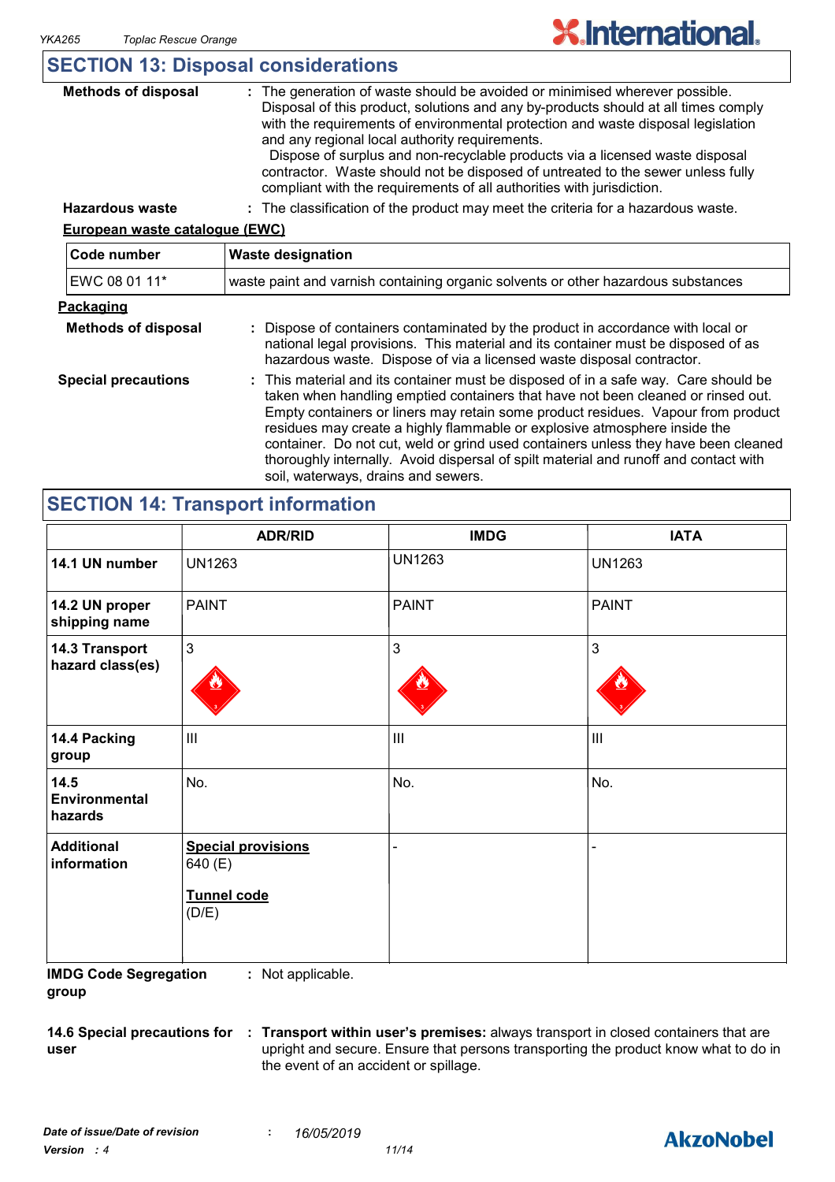## SECTION 13: Disposal considerations

**Methods of disposal** : The generation of waste should be avoided or minimised wherever possible. Disposal of this product, solutions and any by-products should at all times comply with the requirements of environmental protection and waste disposal legislation and any regional local authority requirements. Dispose of surplus and non-recyclable products via a licensed waste disposal contractor. Waste should not be disposed of untreated to the sewer unless fully compliant with the requirements of all authorities with jurisdiction.

**Hazardous waste** : The classification of the product may meet the criteria for a hazardous waste.

**European waste catalogue (EWC)**

| Code number | Waste designation |
|---|---|
| EWC 08 01 11* | waste paint and varnish containing organic solvents or other hazardous substances |

**Packaging**

**Methods of disposal** : Dispose of containers contaminated by the product in accordance with local or national legal provisions. This material and its container must be disposed of as hazardous waste. Dispose of via a licensed waste disposal contractor.

**Special precautions** : This material and its container must be disposed of in a safe way. Care should be taken when handling emptied containers that have not been cleaned or rinsed out. Empty containers or liners may retain some product residues. Vapour from product residues may create a highly flammable or explosive atmosphere inside the container. Do not cut, weld or grind used containers unless they have been cleaned thoroughly internally. Avoid dispersal of spilt material and runoff and contact with soil, waterways, drains and sewers.

## SECTION 14: Transport information

| | ADR/RID | IMDG | IATA |
|---|---|---|---|
| **14.1 UN number** | UN1263 | UN1263 | UN1263 |
| **14.2 UN proper shipping name** | PAINT | PAINT | PAINT |
| **14.3 Transport hazard class(es)** | 3 | 3 | 3 |
| **14.4 Packing group** | III | III | III |
| **14.5 Environmental hazards** | No. | No. | No. |
| **Additional information** | **Special provisions** 640 (E) **Tunnel code** (D/E) | - | - |

**IMDG Code Segregation group** : Not applicable.

**14.6 Special precautions for user** : **Transport within user's premises:** always transport in closed containers that are upright and secure. Ensure that persons transporting the product know what to do in the event of an accident or spillage.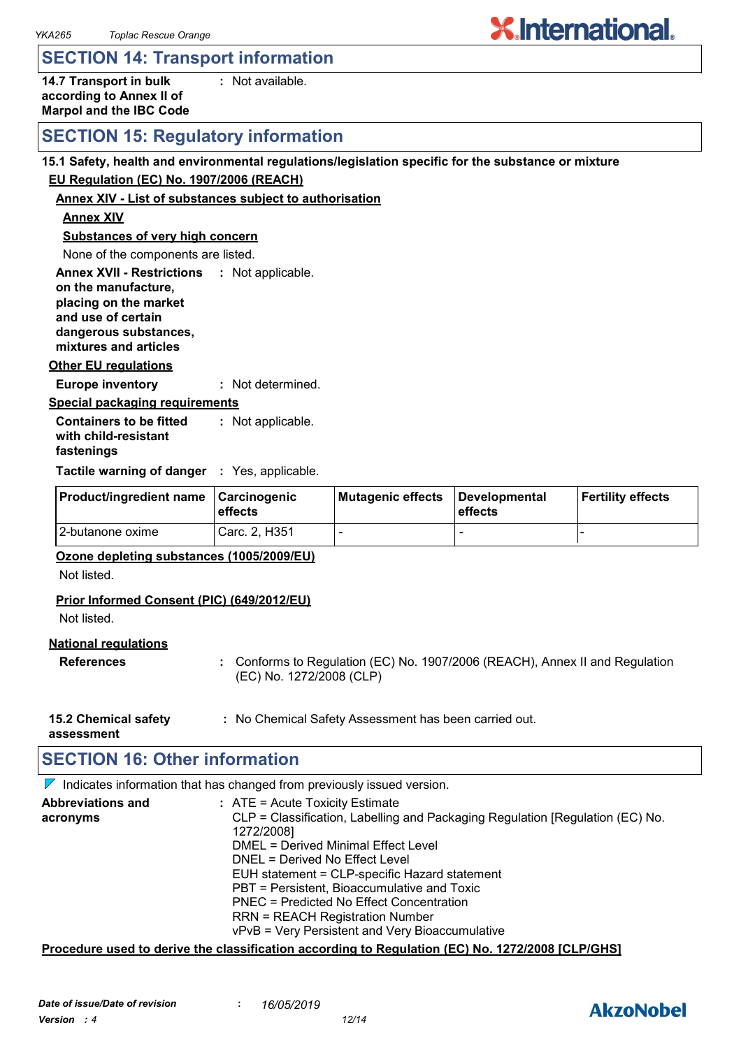## SECTION 14: Transport information

**14.7 Transport in bulk according to Annex II of Marpol and the IBC Code** : Not available.

## SECTION 15: Regulatory information

**15.1 Safety, health and environmental regulations/legislation specific for the substance or mixture**

**EU Regulation (EC) No. 1907/2006 (REACH)**

**Annex XIV - List of substances subject to authorisation**

**Annex XIV**

**Substances of very high concern**

None of the components are listed.

**Annex XVII - Restrictions on the manufacture, placing on the market and use of certain dangerous substances, mixtures and articles** : Not applicable.

**Other EU regulations**

**Europe inventory** : Not determined.

**Special packaging requirements**

**Containers to be fitted with child-resistant fastenings** : Not applicable.

**Tactile warning of danger** : Yes, applicable.

| Product/ingredient name | Carcinogenic effects | Mutagenic effects | Developmental effects | Fertility effects |
|---|---|---|---|---|
| 2-butanone oxime | Carc. 2, H351 | - | - | - |

**Ozone depleting substances (1005/2009/EU)**

Not listed.

**Prior Informed Consent (PIC) (649/2012/EU)**

Not listed.

**National regulations**

**References** : Conforms to Regulation (EC) No. 1907/2006 (REACH), Annex II and Regulation (EC) No. 1272/2008 (CLP)

**15.2 Chemical safety assessment** : No Chemical Safety Assessment has been carried out.

## SECTION 16: Other information

Indicates information that has changed from previously issued version.

**Abbreviations and acronyms** :
ATE = Acute Toxicity Estimate
CLP = Classification, Labelling and Packaging Regulation [Regulation (EC) No. 1272/2008]
DMEL = Derived Minimal Effect Level
DNEL = Derived No Effect Level
EUH statement = CLP-specific Hazard statement
PBT = Persistent, Bioaccumulative and Toxic
PNEC = Predicted No Effect Concentration
RRN = REACH Registration Number
vPvB = Very Persistent and Very Bioaccumulative

**Procedure used to derive the classification according to Regulation (EC) No. 1272/2008 [CLP/GHS]**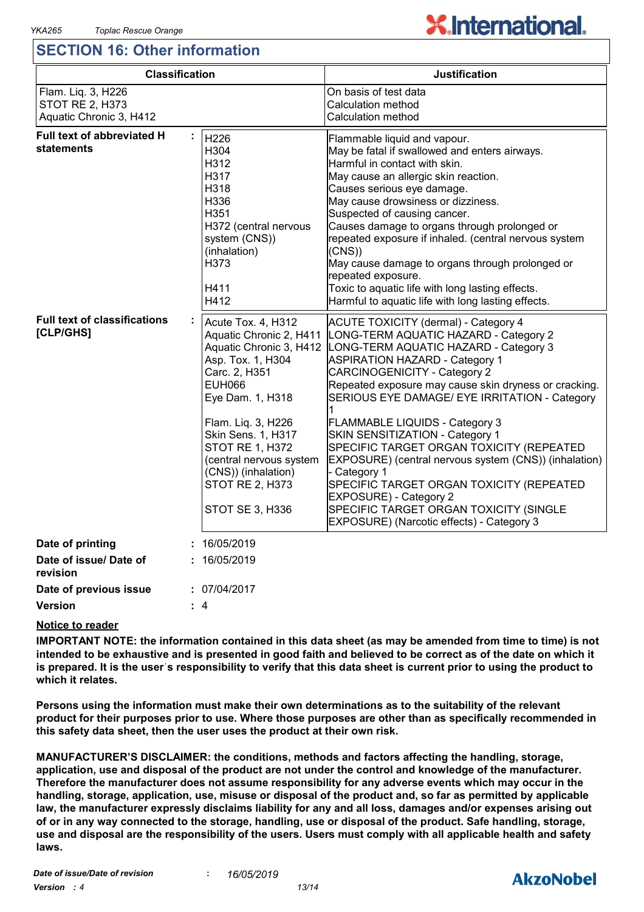## SECTION 16: Other information

| Classification | Justification |
| --- | --- |
| Flam. Liq. 3, H226<br>STOT RE 2, H373<br>Aquatic Chronic 3, H412 | On basis of test data<br>Calculation method<br>Calculation method |

**Full text of abbreviated H statements** :

| | |
| --- | --- |
| H226 | Flammable liquid and vapour. |
| H304 | May be fatal if swallowed and enters airways. |
| H312 | Harmful in contact with skin. |
| H317 | May cause an allergic skin reaction. |
| H318 | Causes serious eye damage. |
| H336 | May cause drowsiness or dizziness. |
| H351 | Suspected of causing cancer. |
| H372 (central nervous system (CNS)) (inhalation) | Causes damage to organs through prolonged or repeated exposure if inhaled. (central nervous system (CNS)) |
| H373 | May cause damage to organs through prolonged or repeated exposure. |
| H411 | Toxic to aquatic life with long lasting effects. |
| H412 | Harmful to aquatic life with long lasting effects. |

**Full text of classifications [CLP/GHS]** :

| | |
| --- | --- |
| Acute Tox. 4, H312 | ACUTE TOXICITY (dermal) - Category 4 |
| Aquatic Chronic 2, H411 | LONG-TERM AQUATIC HAZARD - Category 2 |
| Aquatic Chronic 3, H412 | LONG-TERM AQUATIC HAZARD - Category 3 |
| Asp. Tox. 1, H304 | ASPIRATION HAZARD - Category 1 |
| Carc. 2, H351 | CARCINOGENICITY - Category 2 |
| EUH066 | Repeated exposure may cause skin dryness or cracking. |
| Eye Dam. 1, H318 | SERIOUS EYE DAMAGE/ EYE IRRITATION - Category 1 |
| Flam. Liq. 3, H226 | FLAMMABLE LIQUIDS - Category 3 |
| Skin Sens. 1, H317 | SKIN SENSITIZATION - Category 1 |
| STOT RE 1, H372 (central nervous system (CNS)) (inhalation) | SPECIFIC TARGET ORGAN TOXICITY (REPEATED EXPOSURE) (central nervous system (CNS)) (inhalation) - Category 1 |
| STOT RE 2, H373 | SPECIFIC TARGET ORGAN TOXICITY (REPEATED EXPOSURE) - Category 2 |
| STOT SE 3, H336 | SPECIFIC TARGET ORGAN TOXICITY (SINGLE EXPOSURE) (Narcotic effects) - Category 3 |

**Date of printing** : 16/05/2019

**Date of issue/ Date of revision** : 16/05/2019

**Date of previous issue** : 07/04/2017

**Version** : 4

**Notice to reader**

**IMPORTANT NOTE: the information contained in this data sheet (as may be amended from time to time) is not intended to be exhaustive and is presented in good faith and believed to be correct as of the date on which it is prepared. It is the user's responsibility to verify that this data sheet is current prior to using the product to which it relates.**

**Persons using the information must make their own determinations as to the suitability of the relevant product for their purposes prior to use. Where those purposes are other than as specifically recommended in this safety data sheet, then the user uses the product at their own risk.**

**MANUFACTURER'S DISCLAIMER: the conditions, methods and factors affecting the handling, storage, application, use and disposal of the product are not under the control and knowledge of the manufacturer. Therefore the manufacturer does not assume responsibility for any adverse events which may occur in the handling, storage, application, use, misuse or disposal of the product and, so far as permitted by applicable law, the manufacturer expressly disclaims liability for any and all loss, damages and/or expenses arising out of or in any way connected to the storage, handling, use or disposal of the product. Safe handling, storage, use and disposal are the responsibility of the users. Users must comply with all applicable health and safety laws.**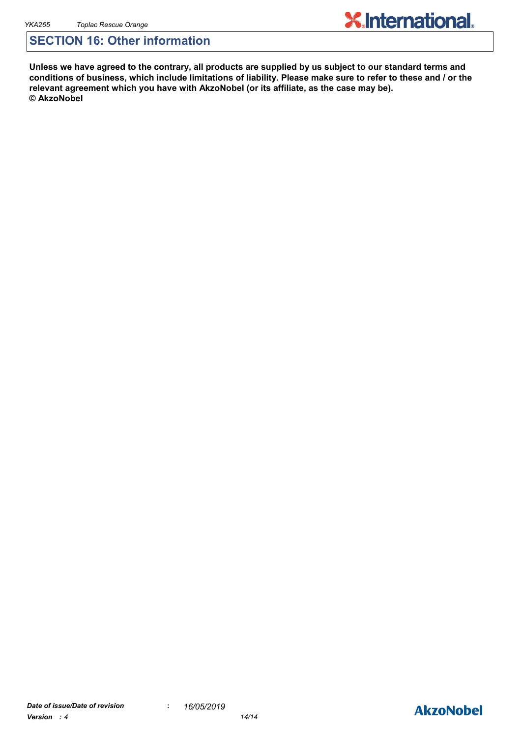## SECTION 16: Other information

**Unless we have agreed to the contrary, all products are supplied by us subject to our standard terms and conditions of business, which include limitations of liability. Please make sure to refer to these and / or the relevant agreement which you have with AkzoNobel (or its affiliate, as the case may be).**
**© AkzoNobel**